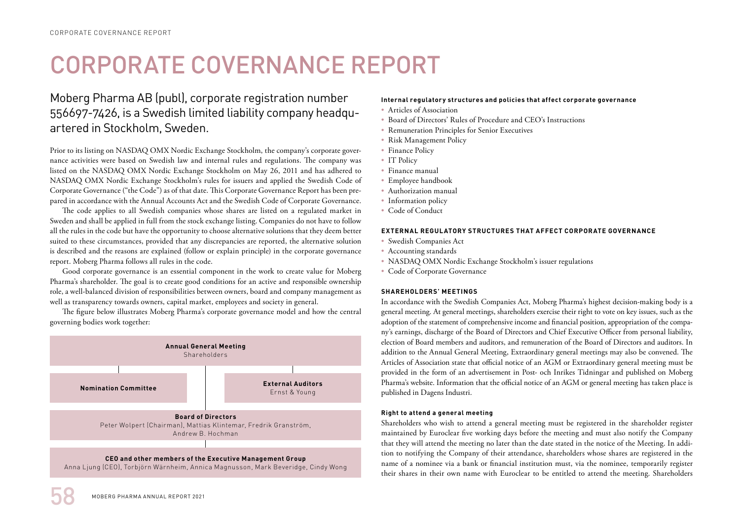# CORPORATE COVERNANCE REPORT

## Moberg Pharma AB (publ), corporate registration number 556697-7426, is a Swedish limited liability company headquartered in Stockholm, Sweden.

Prior to its listing on NASDAQ OMX Nordic Exchange Stockholm, the company's corporate governance activities were based on Swedish law and internal rules and regulations. The company was listed on the NASDAQ OMX Nordic Exchange Stockholm on May 26, 2011 and has adhered to NASDAQ OMX Nordic Exchange Stockholm's rules for issuers and applied the Swedish Code of Corporate Governance ("the Code") as of that date. This Corporate Governance Report has been prepared in accordance with the Annual Accounts Act and the Swedish Code of Corporate Governance.

The code applies to all Swedish companies whose shares are listed on a regulated market in Sweden and shall be applied in full from the stock exchange listing. Companies do not have to follow all the rules in the code but have the opportunity to choose alternative solutions that they deem better suited to these circumstances, provided that any discrepancies are reported, the alternative solution is described and the reasons are explained (follow or explain principle) in the corporate governance report. Moberg Pharma follows all rules in the code.

Good corporate governance is an essential component in the work to create value for Moberg Pharma's shareholder. The goal is to create good conditions for an active and responsible ownership role, a well-balanced division of responsibilities between owners, board and company management as well as transparency towards owners, capital market, employees and society in general.

The figure below illustrates Moberg Pharma's corporate governance model and how the central governing bodies work together:

**Annual General Meeting**
Shareholders

**Nomination Committee**

**External Auditors**
Ernst & Young

**Board of Directors**
Peter Wolpert (Chairman), Mattias Klintemar, Fredrik Granström, Andrew B. Hochman

**CEO and other members of the Executive Management Group**
Anna Ljung (CEO), Torbjörn Wärnheim, Annica Magnusson, Mark Beveridge, Cindy Wong

#### Internal regulatory structures and policies that affect corporate governance

- Articles of Association
- Board of Directors' Rules of Procedure and CEO's Instructions
- Remuneration Principles for Senior Executives
- Risk Management Policy
- Finance Policy
- IT Policy
- Finance manual
- Employee handbook
- Authorization manual
- Information policy
- Code of Conduct

#### EXTERNAL REGULATORY STRUCTURES THAT AFFECT CORPORATE GOVERNANCE

- Swedish Companies Act
- Accounting standards
- NASDAQ OMX Nordic Exchange Stockholm's issuer regulations
- Code of Corporate Governance

#### SHAREHOLDERS' MEETINGS

In accordance with the Swedish Companies Act, Moberg Pharma's highest decision-making body is a general meeting. At general meetings, shareholders exercise their right to vote on key issues, such as the adoption of the statement of comprehensive income and financial position, appropriation of the company's earnings, discharge of the Board of Directors and Chief Executive Officer from personal liability, election of Board members and auditors, and remuneration of the Board of Directors and auditors. In addition to the Annual General Meeting, Extraordinary general meetings may also be convened. The Articles of Association state that official notice of an AGM or Extraordinary general meeting must be provided in the form of an advertisement in Post- och Inrikes Tidningar and published on Moberg Pharma's website. Information that the official notice of an AGM or general meeting has taken place is published in Dagens Industri.

#### Right to attend a general meeting

Shareholders who wish to attend a general meeting must be registered in the shareholder register maintained by Euroclear five working days before the meeting and must also notify the Company that they will attend the meeting no later than the date stated in the notice of the Meeting. In addition to notifying the Company of their attendance, shareholders whose shares are registered in the name of a nominee via a bank or financial institution must, via the nominee, temporarily register their shares in their own name with Euroclear to be entitled to attend the meeting. Shareholders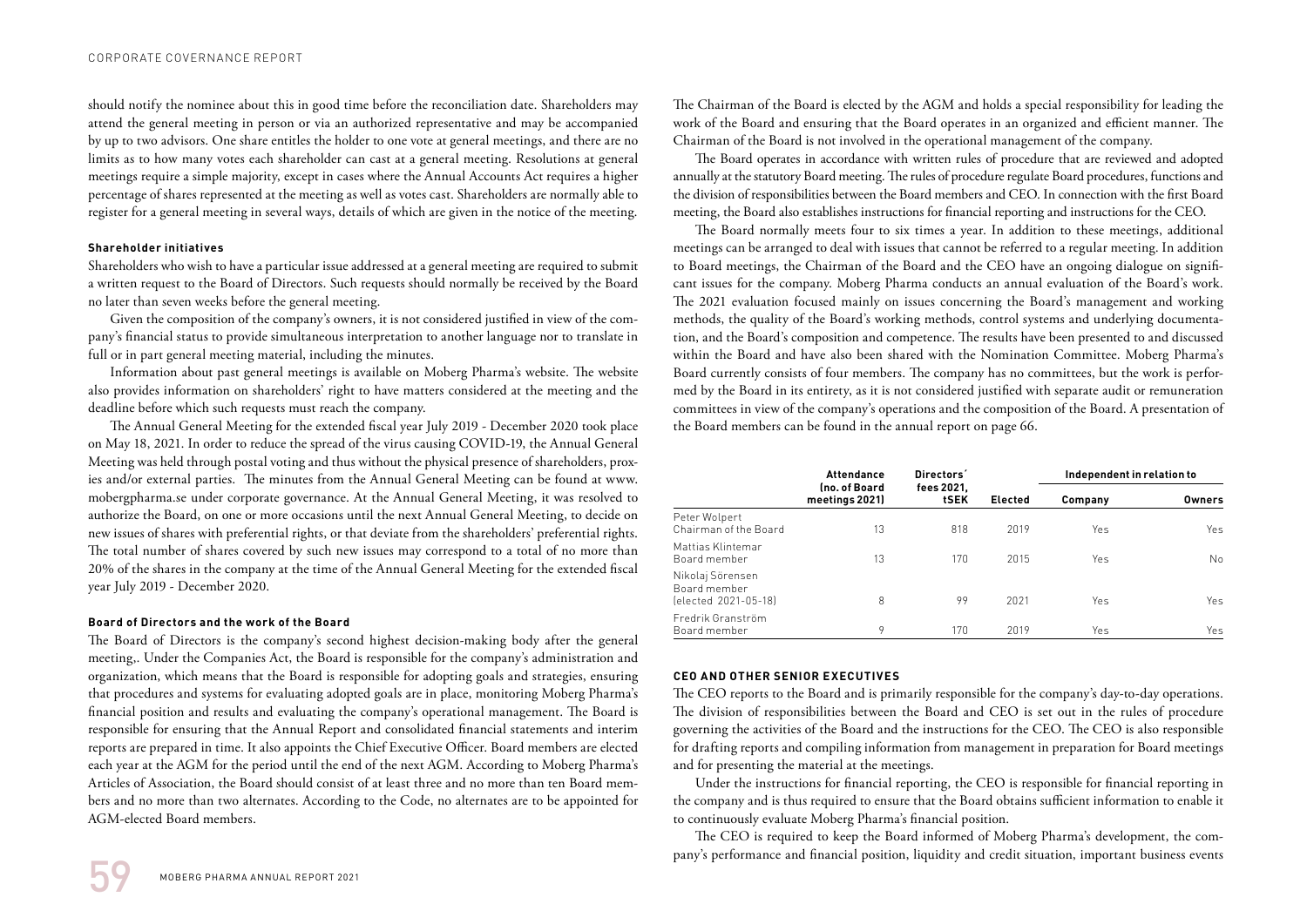should notify the nominee about this in good time before the reconciliation date. Shareholders may attend the general meeting in person or via an authorized representative and may be accompanied by up to two advisors. One share entitles the holder to one vote at general meetings, and there are no limits as to how many votes each shareholder can cast at a general meeting. Resolutions at general meetings require a simple majority, except in cases where the Annual Accounts Act requires a higher percentage of shares represented at the meeting as well as votes cast. Shareholders are normally able to register for a general meeting in several ways, details of which are given in the notice of the meeting.

#### Shareholder initiatives

Shareholders who wish to have a particular issue addressed at a general meeting are required to submit a written request to the Board of Directors. Such requests should normally be received by the Board no later than seven weeks before the general meeting.

Given the composition of the company's owners, it is not considered justified in view of the company's financial status to provide simultaneous interpretation to another language nor to translate in full or in part general meeting material, including the minutes.

Information about past general meetings is available on Moberg Pharma's website. The website also provides information on shareholders' right to have matters considered at the meeting and the deadline before which such requests must reach the company.

The Annual General Meeting for the extended fiscal year July 2019 - December 2020 took place on May 18, 2021. In order to reduce the spread of the virus causing COVID-19, the Annual General Meeting was held through postal voting and thus without the physical presence of shareholders, proxies and/or external parties. The minutes from the Annual General Meeting can be found at www.mobergpharma.se under corporate governance. At the Annual General Meeting, it was resolved to authorize the Board, on one or more occasions until the next Annual General Meeting, to decide on new issues of shares with preferential rights, or that deviate from the shareholders' preferential rights. The total number of shares covered by such new issues may correspond to a total of no more than 20% of the shares in the company at the time of the Annual General Meeting for the extended fiscal year July 2019 - December 2020.

#### Board of Directors and the work of the Board

The Board of Directors is the company's second highest decision-making body after the general meeting,. Under the Companies Act, the Board is responsible for the company's administration and organization, which means that the Board is responsible for adopting goals and strategies, ensuring that procedures and systems for evaluating adopted goals are in place, monitoring Moberg Pharma's financial position and results and evaluating the company's operational management. The Board is responsible for ensuring that the Annual Report and consolidated financial statements and interim reports are prepared in time. It also appoints the Chief Executive Officer. Board members are elected each year at the AGM for the period until the end of the next AGM. According to Moberg Pharma's Articles of Association, the Board should consist of at least three and no more than ten Board members and no more than two alternates. According to the Code, no alternates are to be appointed for AGM-elected Board members.

The Chairman of the Board is elected by the AGM and holds a special responsibility for leading the work of the Board and ensuring that the Board operates in an organized and efficient manner. The Chairman of the Board is not involved in the operational management of the company.

The Board operates in accordance with written rules of procedure that are reviewed and adopted annually at the statutory Board meeting. The rules of procedure regulate Board procedures, functions and the division of responsibilities between the Board members and CEO. In connection with the first Board meeting, the Board also establishes instructions for financial reporting and instructions for the CEO.

The Board normally meets four to six times a year. In addition to these meetings, additional meetings can be arranged to deal with issues that cannot be referred to a regular meeting. In addition to Board meetings, the Chairman of the Board and the CEO have an ongoing dialogue on significant issues for the company. Moberg Pharma conducts an annual evaluation of the Board's work. The 2021 evaluation focused mainly on issues concerning the Board's management and working methods, the quality of the Board's working methods, control systems and underlying documentation, and the Board's composition and competence. The results have been presented to and discussed within the Board and have also been shared with the Nomination Committee. Moberg Pharma's Board currently consists of four members. The company has no committees, but the work is performed by the Board in its entirety, as it is not considered justified with separate audit or remuneration committees in view of the company's operations and the composition of the Board. A presentation of the Board members can be found in the annual report on page 66.

| | Attendance (no. of Board meetings 2021) | Directors´ fees 2021, tSEK | Elected | Independent in relation to | |
|---|---|---|---|---|---|
| | | | | Company | Owners |
| Peter Wolpert<br>Chairman of the Board | 13 | 818 | 2019 | Yes | Yes |
| Mattias Klintemar<br>Board member | 13 | 170 | 2015 | Yes | No |
| Nikolaj Sörensen<br>Board member<br>(elected 2021-05-18) | 8 | 99 | 2021 | Yes | Yes |
| Fredrik Granström<br>Board member | 9 | 170 | 2019 | Yes | Yes |

#### CEO AND OTHER SENIOR EXECUTIVES

The CEO reports to the Board and is primarily responsible for the company's day-to-day operations. The division of responsibilities between the Board and CEO is set out in the rules of procedure governing the activities of the Board and the instructions for the CEO. The CEO is also responsible for drafting reports and compiling information from management in preparation for Board meetings and for presenting the material at the meetings.

Under the instructions for financial reporting, the CEO is responsible for financial reporting in the company and is thus required to ensure that the Board obtains sufficient information to enable it to continuously evaluate Moberg Pharma's financial position.

The CEO is required to keep the Board informed of Moberg Pharma's development, the company's performance and financial position, liquidity and credit situation, important business events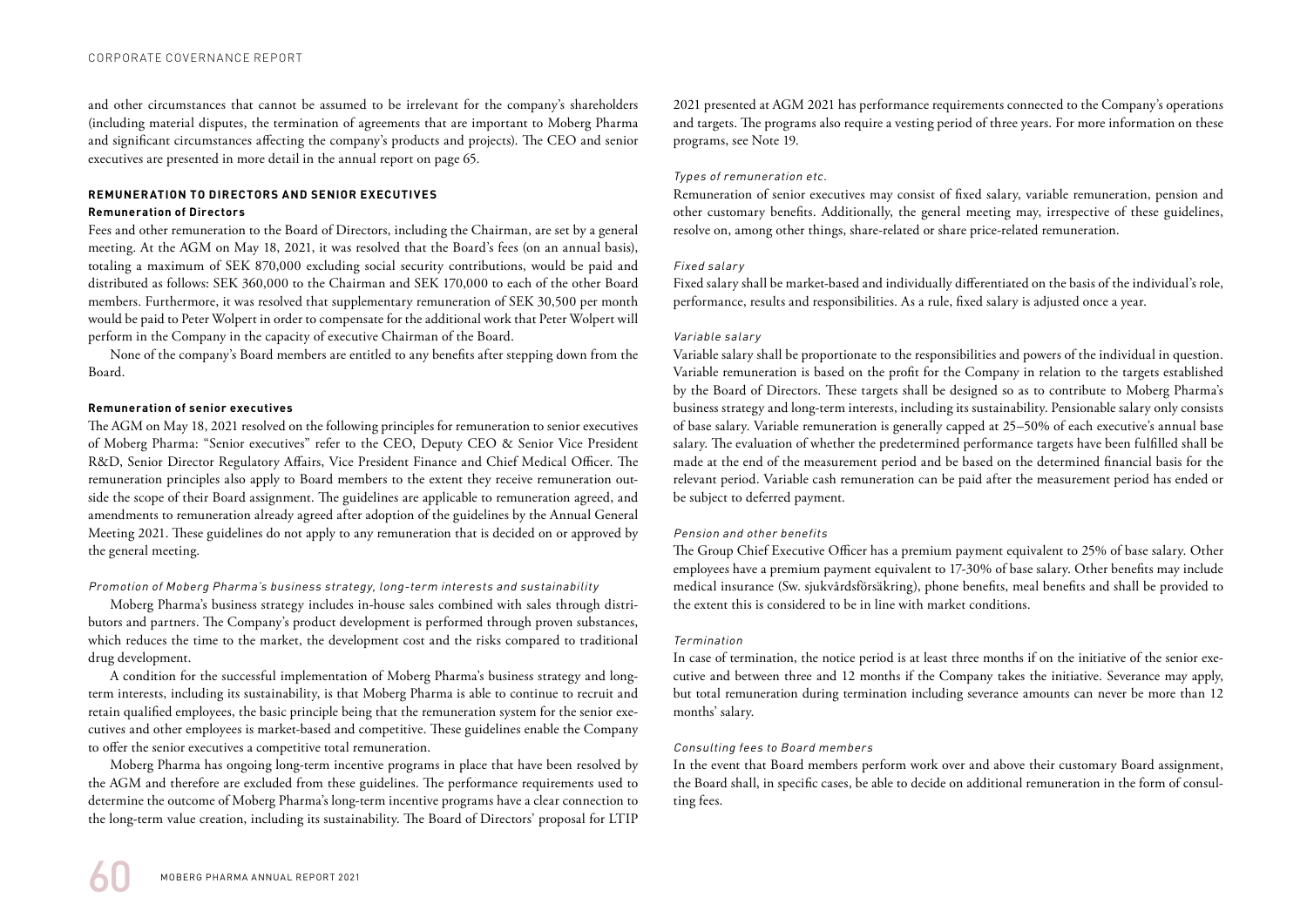and other circumstances that cannot be assumed to be irrelevant for the company's shareholders (including material disputes, the termination of agreements that are important to Moberg Pharma and significant circumstances affecting the company's products and projects). The CEO and senior executives are presented in more detail in the annual report on page 65.

## REMUNERATION TO DIRECTORS AND SENIOR EXECUTIVES

### Remuneration of Directors

Fees and other remuneration to the Board of Directors, including the Chairman, are set by a general meeting. At the AGM on May 18, 2021, it was resolved that the Board's fees (on an annual basis), totaling a maximum of SEK 870,000 excluding social security contributions, would be paid and distributed as follows: SEK 360,000 to the Chairman and SEK 170,000 to each of the other Board members. Furthermore, it was resolved that supplementary remuneration of SEK 30,500 per month would be paid to Peter Wolpert in order to compensate for the additional work that Peter Wolpert will perform in the Company in the capacity of executive Chairman of the Board.

None of the company's Board members are entitled to any benefits after stepping down from the Board.

### Remuneration of senior executives

The AGM on May 18, 2021 resolved on the following principles for remuneration to senior executives of Moberg Pharma: "Senior executives" refer to the CEO, Deputy CEO & Senior Vice President R&D, Senior Director Regulatory Affairs, Vice President Finance and Chief Medical Officer. The remuneration principles also apply to Board members to the extent they receive remuneration outside the scope of their Board assignment. The guidelines are applicable to remuneration agreed, and amendments to remuneration already agreed after adoption of the guidelines by the Annual General Meeting 2021. These guidelines do not apply to any remuneration that is decided on or approved by the general meeting.

*Promotion of Moberg Pharma's business strategy, long-term interests and sustainability*

Moberg Pharma's business strategy includes in-house sales combined with sales through distributors and partners. The Company's product development is performed through proven substances, which reduces the time to the market, the development cost and the risks compared to traditional drug development.

A condition for the successful implementation of Moberg Pharma's business strategy and long-term interests, including its sustainability, is that Moberg Pharma is able to continue to recruit and retain qualified employees, the basic principle being that the remuneration system for the senior executives and other employees is market-based and competitive. These guidelines enable the Company to offer the senior executives a competitive total remuneration.

Moberg Pharma has ongoing long-term incentive programs in place that have been resolved by the AGM and therefore are excluded from these guidelines. The performance requirements used to determine the outcome of Moberg Pharma's long-term incentive programs have a clear connection to the long-term value creation, including its sustainability. The Board of Directors' proposal for LTIP 2021 presented at AGM 2021 has performance requirements connected to the Company's operations and targets. The programs also require a vesting period of three years. For more information on these programs, see Note 19.

*Types of remuneration etc.*

Remuneration of senior executives may consist of fixed salary, variable remuneration, pension and other customary benefits. Additionally, the general meeting may, irrespective of these guidelines, resolve on, among other things, share-related or share price-related remuneration.

*Fixed salary*

Fixed salary shall be market-based and individually differentiated on the basis of the individual's role, performance, results and responsibilities. As a rule, fixed salary is adjusted once a year.

*Variable salary*

Variable salary shall be proportionate to the responsibilities and powers of the individual in question. Variable remuneration is based on the profit for the Company in relation to the targets established by the Board of Directors. These targets shall be designed so as to contribute to Moberg Pharma's business strategy and long-term interests, including its sustainability. Pensionable salary only consists of base salary. Variable remuneration is generally capped at 25–50% of each executive's annual base salary. The evaluation of whether the predetermined performance targets have been fulfilled shall be made at the end of the measurement period and be based on the determined financial basis for the relevant period. Variable cash remuneration can be paid after the measurement period has ended or be subject to deferred payment.

*Pension and other benefits*

The Group Chief Executive Officer has a premium payment equivalent to 25% of base salary. Other employees have a premium payment equivalent to 17-30% of base salary. Other benefits may include medical insurance (Sw. sjukvårdsförsäkring), phone benefits, meal benefits and shall be provided to the extent this is considered to be in line with market conditions.

*Termination*

In case of termination, the notice period is at least three months if on the initiative of the senior executive and between three and 12 months if the Company takes the initiative. Severance may apply, but total remuneration during termination including severance amounts can never be more than 12 months' salary.

*Consulting fees to Board members*

In the event that Board members perform work over and above their customary Board assignment, the Board shall, in specific cases, be able to decide on additional remuneration in the form of consulting fees.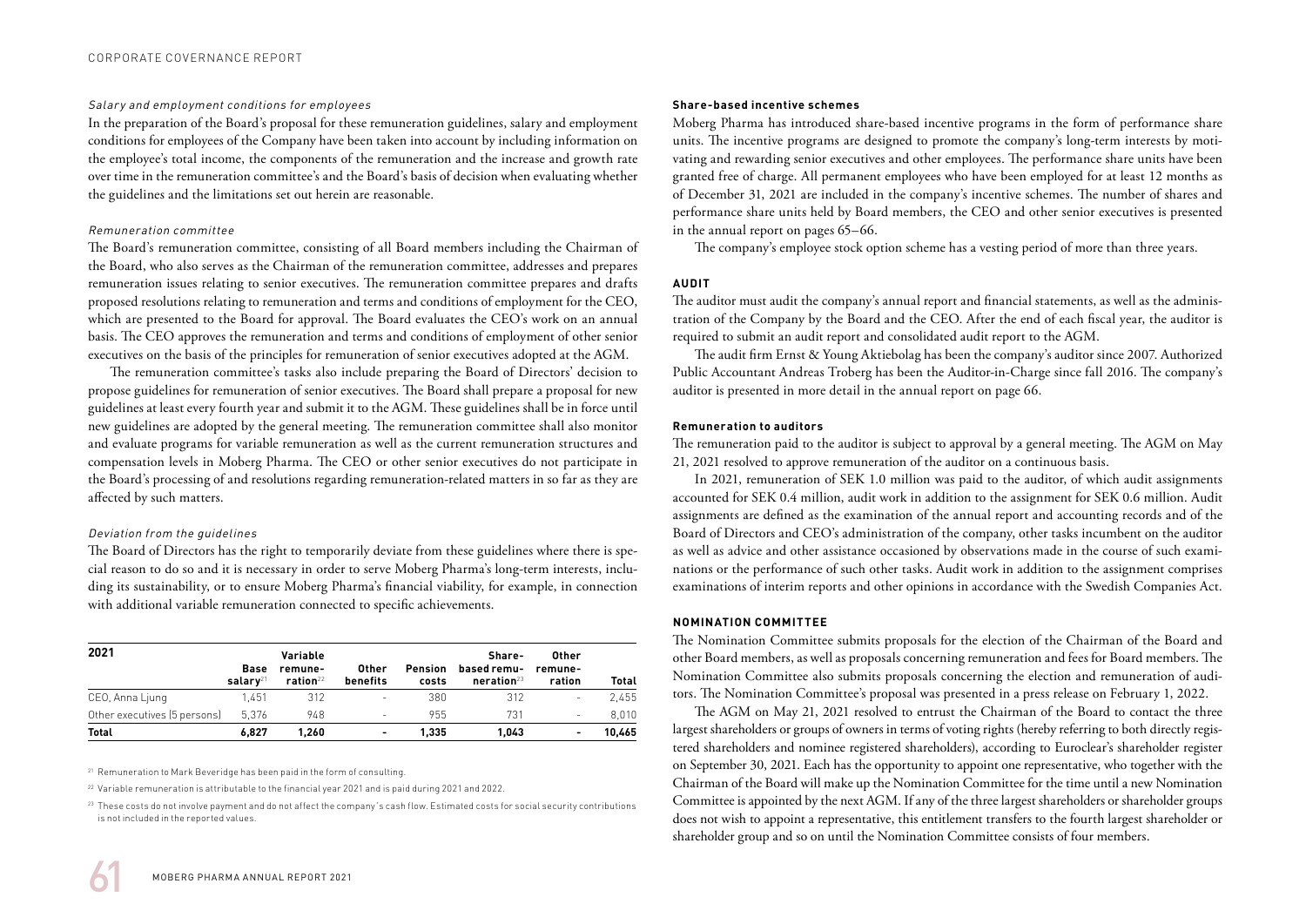#### *Salary and employment conditions for employees*

In the preparation of the Board's proposal for these remuneration guidelines, salary and employment conditions for employees of the Company have been taken into account by including information on the employee's total income, the components of the remuneration and the increase and growth rate over time in the remuneration committee's and the Board's basis of decision when evaluating whether the guidelines and the limitations set out herein are reasonable.

#### *Remuneration committee*

The Board's remuneration committee, consisting of all Board members including the Chairman of the Board, who also serves as the Chairman of the remuneration committee, addresses and prepares remuneration issues relating to senior executives. The remuneration committee prepares and drafts proposed resolutions relating to remuneration and terms and conditions of employment for the CEO, which are presented to the Board for approval. The Board evaluates the CEO's work on an annual basis. The CEO approves the remuneration and terms and conditions of employment of other senior executives on the basis of the principles for remuneration of senior executives adopted at the AGM.

The remuneration committee's tasks also include preparing the Board of Directors' decision to propose guidelines for remuneration of senior executives. The Board shall prepare a proposal for new guidelines at least every fourth year and submit it to the AGM. These guidelines shall be in force until new guidelines are adopted by the general meeting. The remuneration committee shall also monitor and evaluate programs for variable remuneration as well as the current remuneration structures and compensation levels in Moberg Pharma. The CEO or other senior executives do not participate in the Board's processing of and resolutions regarding remuneration-related matters in so far as they are affected by such matters.

#### *Deviation from the guidelines*

The Board of Directors has the right to temporarily deviate from these guidelines where there is special reason to do so and it is necessary in order to serve Moberg Pharma's long-term interests, including its sustainability, or to ensure Moberg Pharma's financial viability, for example, in connection with additional variable remuneration connected to specific achievements.

| 2021 | Base salary[21] | Variable remuneration[22] | Other benefits | Pension costs | Share-based remuneration[23] | Other remuneration | Total |
|---|---|---|---|---|---|---|---|
| CEO, Anna Ljung | 1,451 | 312 | - | 380 | 312 | - | 2,455 |
| Other executives (5 persons) | 5,376 | 948 | - | 955 | 731 | - | 8,010 |
| **Total** | **6,827** | **1,260** | **-** | **1,335** | **1,043** | **-** | **10,465** |

[21] Remuneration to Mark Beveridge has been paid in the form of consulting.

[22] Variable remuneration is attributable to the financial year 2021 and is paid during 2021 and 2022.

[23] These costs do not involve payment and do not affect the company's cash flow. Estimated costs for social security contributions is not included in the reported values.

#### Share-based incentive schemes

Moberg Pharma has introduced share-based incentive programs in the form of performance share units. The incentive programs are designed to promote the company's long-term interests by motivating and rewarding senior executives and other employees. The performance share units have been granted free of charge. All permanent employees who have been employed for at least 12 months as of December 31, 2021 are included in the company's incentive schemes. The number of shares and performance share units held by Board members, the CEO and other senior executives is presented in the annual report on pages 65–66.

The company's employee stock option scheme has a vesting period of more than three years.

### AUDIT

The auditor must audit the company's annual report and financial statements, as well as the administration of the Company by the Board and the CEO. After the end of each fiscal year, the auditor is required to submit an audit report and consolidated audit report to the AGM.

The audit firm Ernst & Young Aktiebolag has been the company's auditor since 2007. Authorized Public Accountant Andreas Troberg has been the Auditor-in-Charge since fall 2016. The company's auditor is presented in more detail in the annual report on page 66.

#### Remuneration to auditors

The remuneration paid to the auditor is subject to approval by a general meeting. The AGM on May 21, 2021 resolved to approve remuneration of the auditor on a continuous basis.

In 2021, remuneration of SEK 1.0 million was paid to the auditor, of which audit assignments accounted for SEK 0.4 million, audit work in addition to the assignment for SEK 0.6 million. Audit assignments are defined as the examination of the annual report and accounting records and of the Board of Directors and CEO's administration of the company, other tasks incumbent on the auditor as well as advice and other assistance occasioned by observations made in the course of such examinations or the performance of such other tasks. Audit work in addition to the assignment comprises examinations of interim reports and other opinions in accordance with the Swedish Companies Act.

### NOMINATION COMMITTEE

The Nomination Committee submits proposals for the election of the Chairman of the Board and other Board members, as well as proposals concerning remuneration and fees for Board members. The Nomination Committee also submits proposals concerning the election and remuneration of auditors. The Nomination Committee's proposal was presented in a press release on February 1, 2022.

The AGM on May 21, 2021 resolved to entrust the Chairman of the Board to contact the three largest shareholders or groups of owners in terms of voting rights (hereby referring to both directly registered shareholders and nominee registered shareholders), according to Euroclear's shareholder register on September 30, 2021. Each has the opportunity to appoint one representative, who together with the Chairman of the Board will make up the Nomination Committee for the time until a new Nomination Committee is appointed by the next AGM. If any of the three largest shareholders or shareholder groups does not wish to appoint a representative, this entitlement transfers to the fourth largest shareholder or shareholder group and so on until the Nomination Committee consists of four members.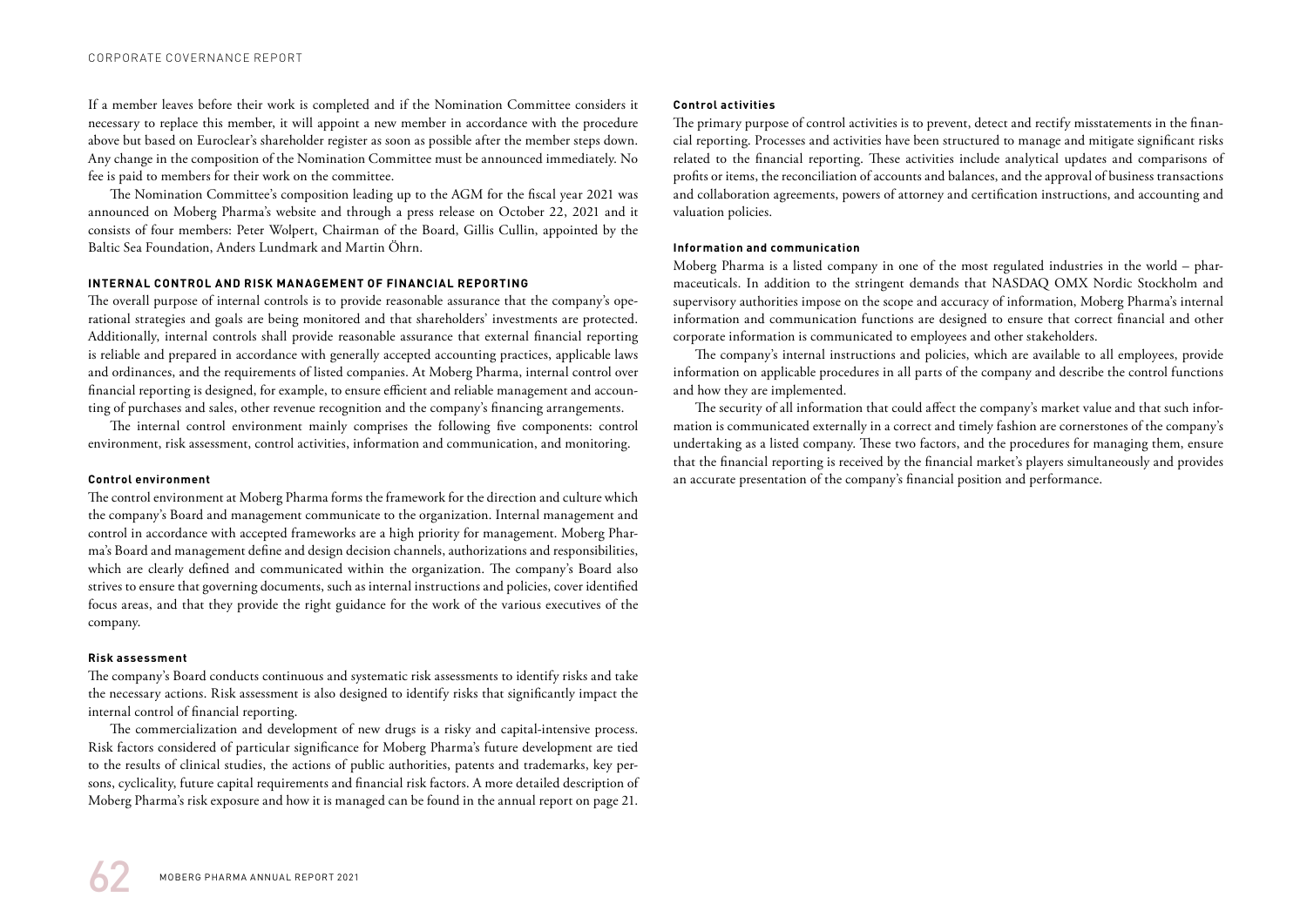If a member leaves before their work is completed and if the Nomination Committee considers it necessary to replace this member, it will appoint a new member in accordance with the procedure above but based on Euroclear's shareholder register as soon as possible after the member steps down. Any change in the composition of the Nomination Committee must be announced immediately. No fee is paid to members for their work on the committee.

The Nomination Committee's composition leading up to the AGM for the fiscal year 2021 was announced on Moberg Pharma's website and through a press release on October 22, 2021 and it consists of four members: Peter Wolpert, Chairman of the Board, Gillis Cullin, appointed by the Baltic Sea Foundation, Anders Lundmark and Martin Öhrn.

## INTERNAL CONTROL AND RISK MANAGEMENT OF FINANCIAL REPORTING

The overall purpose of internal controls is to provide reasonable assurance that the company's operational strategies and goals are being monitored and that shareholders' investments are protected. Additionally, internal controls shall provide reasonable assurance that external financial reporting is reliable and prepared in accordance with generally accepted accounting practices, applicable laws and ordinances, and the requirements of listed companies. At Moberg Pharma, internal control over financial reporting is designed, for example, to ensure efficient and reliable management and accounting of purchases and sales, other revenue recognition and the company's financing arrangements.

The internal control environment mainly comprises the following five components: control environment, risk assessment, control activities, information and communication, and monitoring.

### Control environment

The control environment at Moberg Pharma forms the framework for the direction and culture which the company's Board and management communicate to the organization. Internal management and control in accordance with accepted frameworks are a high priority for management. Moberg Pharma's Board and management define and design decision channels, authorizations and responsibilities, which are clearly defined and communicated within the organization. The company's Board also strives to ensure that governing documents, such as internal instructions and policies, cover identified focus areas, and that they provide the right guidance for the work of the various executives of the company.

### Risk assessment

The company's Board conducts continuous and systematic risk assessments to identify risks and take the necessary actions. Risk assessment is also designed to identify risks that significantly impact the internal control of financial reporting.

The commercialization and development of new drugs is a risky and capital-intensive process. Risk factors considered of particular significance for Moberg Pharma's future development are tied to the results of clinical studies, the actions of public authorities, patents and trademarks, key persons, cyclicality, future capital requirements and financial risk factors. A more detailed description of Moberg Pharma's risk exposure and how it is managed can be found in the annual report on page 21.

### Control activities

The primary purpose of control activities is to prevent, detect and rectify misstatements in the financial reporting. Processes and activities have been structured to manage and mitigate significant risks related to the financial reporting. These activities include analytical updates and comparisons of profits or items, the reconciliation of accounts and balances, and the approval of business transactions and collaboration agreements, powers of attorney and certification instructions, and accounting and valuation policies.

### Information and communication

Moberg Pharma is a listed company in one of the most regulated industries in the world – pharmaceuticals. In addition to the stringent demands that NASDAQ OMX Nordic Stockholm and supervisory authorities impose on the scope and accuracy of information, Moberg Pharma's internal information and communication functions are designed to ensure that correct financial and other corporate information is communicated to employees and other stakeholders.

The company's internal instructions and policies, which are available to all employees, provide information on applicable procedures in all parts of the company and describe the control functions and how they are implemented.

The security of all information that could affect the company's market value and that such information is communicated externally in a correct and timely fashion are cornerstones of the company's undertaking as a listed company. These two factors, and the procedures for managing them, ensure that the financial reporting is received by the financial market's players simultaneously and provides an accurate presentation of the company's financial position and performance.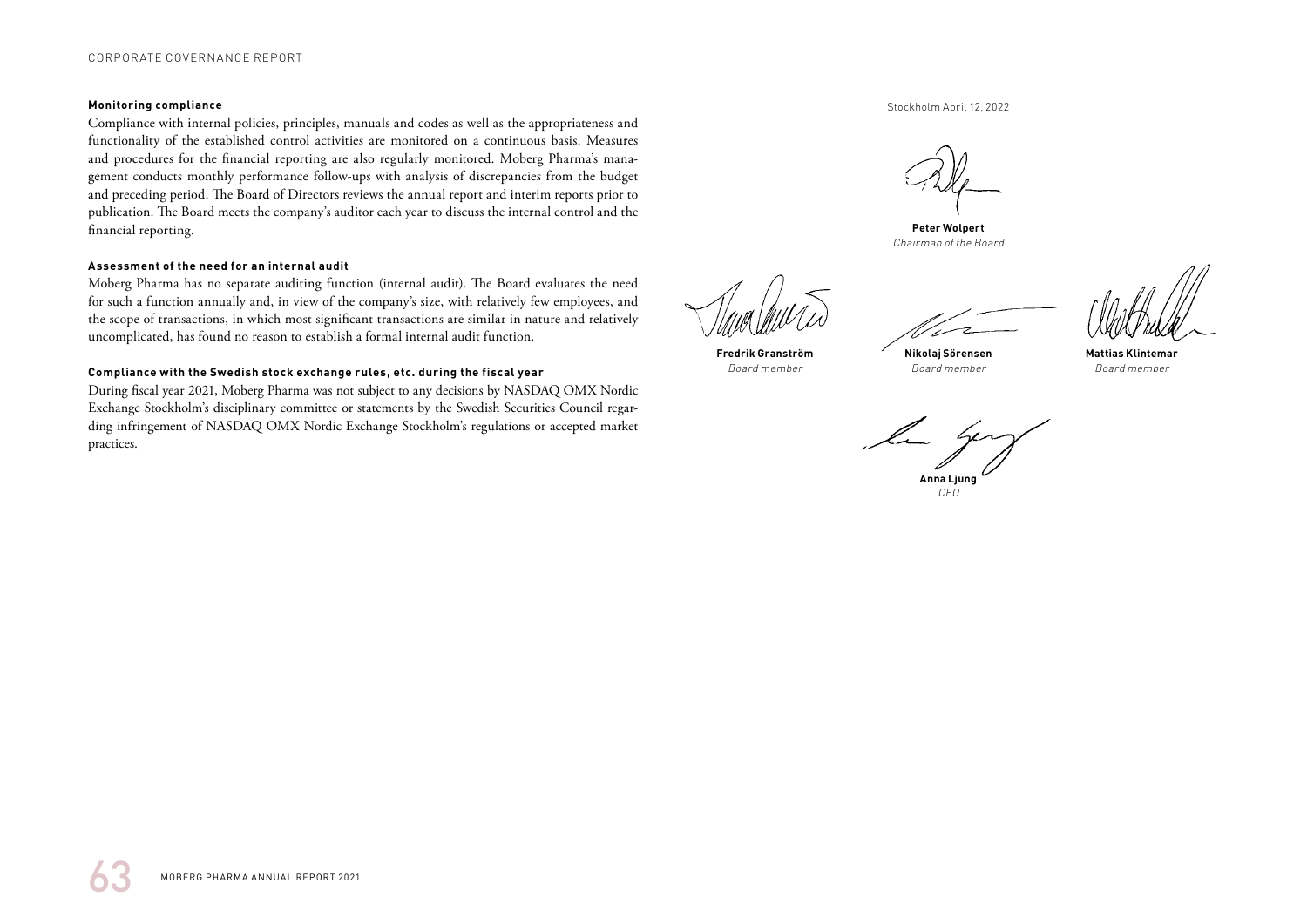#### Monitoring compliance

Compliance with internal policies, principles, manuals and codes as well as the appropriateness and functionality of the established control activities are monitored on a continuous basis. Measures and procedures for the financial reporting are also regularly monitored. Moberg Pharma's management conducts monthly performance follow-ups with analysis of discrepancies from the budget and preceding period. The Board of Directors reviews the annual report and interim reports prior to publication. The Board meets the company's auditor each year to discuss the internal control and the financial reporting.

#### Assessment of the need for an internal audit

Moberg Pharma has no separate auditing function (internal audit). The Board evaluates the need for such a function annually and, in view of the company's size, with relatively few employees, and the scope of transactions, in which most significant transactions are similar in nature and relatively uncomplicated, has found no reason to establish a formal internal audit function.

#### Compliance with the Swedish stock exchange rules, etc. during the fiscal year

During fiscal year 2021, Moberg Pharma was not subject to any decisions by NASDAQ OMX Nordic Exchange Stockholm's disciplinary committee or statements by the Swedish Securities Council regarding infringement of NASDAQ OMX Nordic Exchange Stockholm's regulations or accepted market practices.

Stockholm April 12, 2022

**Peter Wolpert**
*Chairman of the Board*

**Fredrik Granström**
*Board member*

**Nikolaj Sörensen**
*Board member*

**Mattias Klintemar**
*Board member*

**Anna Ljung**
*CEO*